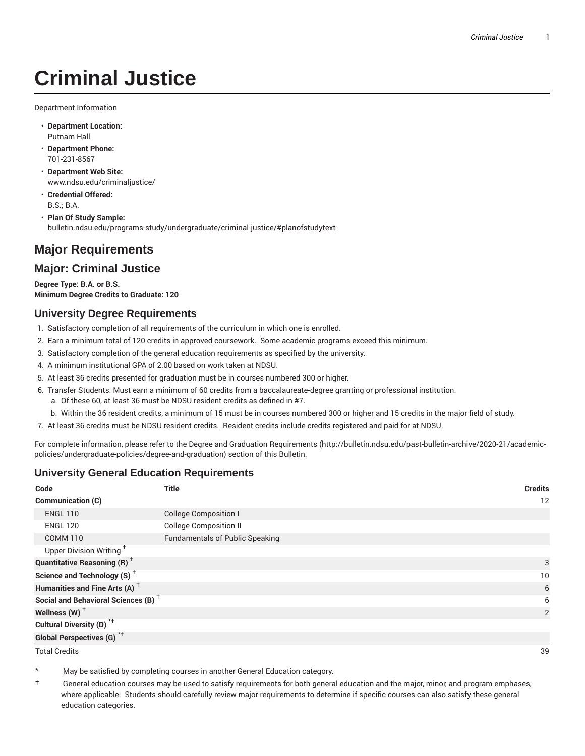# Criminal Justice

Department Information

- **Department Location:**
  Putnam Hall
- **Department Phone:**
  701-231-8567
- **Department Web Site:**
  www.ndsu.edu/criminaljustice/
- **Credential Offered:**
  B.S.; B.A.
- **Plan Of Study Sample:**
  bulletin.ndsu.edu/programs-study/undergraduate/criminal-justice/#planofstudytext

## Major Requirements

## Major: Criminal Justice

**Degree Type: B.A. or B.S.**
**Minimum Degree Credits to Graduate: 120**

### University Degree Requirements

1. Satisfactory completion of all requirements of the curriculum in which one is enrolled.
2. Earn a minimum total of 120 credits in approved coursework. Some academic programs exceed this minimum.
3. Satisfactory completion of the general education requirements as specified by the university.
4. A minimum institutional GPA of 2.00 based on work taken at NDSU.
5. At least 36 credits presented for graduation must be in courses numbered 300 or higher.
6. Transfer Students: Must earn a minimum of 60 credits from a baccalaureate-degree granting or professional institution.
   a. Of these 60, at least 36 must be NDSU resident credits as defined in #7.
   b. Within the 36 resident credits, a minimum of 15 must be in courses numbered 300 or higher and 15 credits in the major field of study.
7. At least 36 credits must be NDSU resident credits. Resident credits include credits registered and paid for at NDSU.

For complete information, please refer to the Degree and Graduation Requirements (http://bulletin.ndsu.edu/past-bulletin-archive/2020-21/academic-policies/undergraduate-policies/degree-and-graduation) section of this Bulletin.

### University General Education Requirements

| Code | Title | Credits |
| --- | --- | --- |
| **Communication (C)** | | 12 |
| ENGL 110 | College Composition I | |
| ENGL 120 | College Composition II | |
| COMM 110 | Fundamentals of Public Speaking | |
| Upper Division Writing † | | |
| **Quantitative Reasoning (R) †** | | 3 |
| **Science and Technology (S) †** | | 10 |
| **Humanities and Fine Arts (A) †** | | 6 |
| **Social and Behavioral Sciences (B) †** | | 6 |
| **Wellness (W) †** | | 2 |
| **Cultural Diversity (D) *†** | | |
| **Global Perspectives (G) *†** | | |
| Total Credits | | 39 |

\* May be satisfied by completing courses in another General Education category.

† General education courses may be used to satisfy requirements for both general education and the major, minor, and program emphases, where applicable. Students should carefully review major requirements to determine if specific courses can also satisfy these general education categories.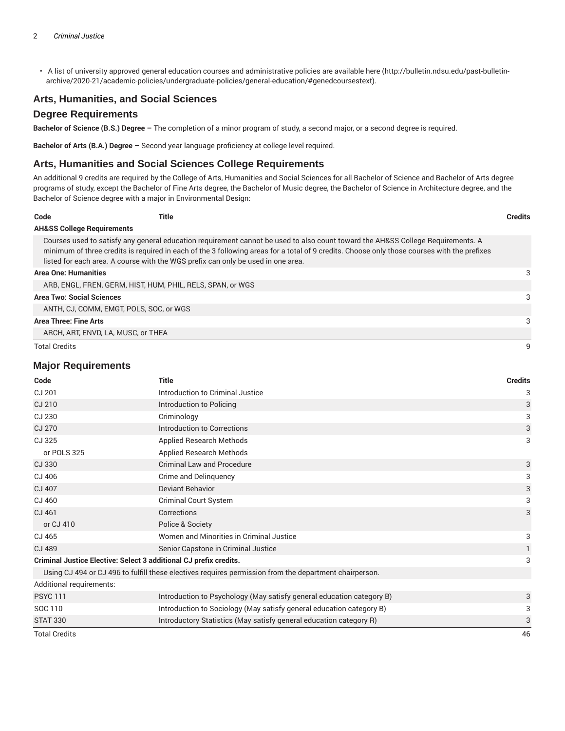- A list of university approved general education courses and administrative policies are available here (http://bulletin.ndsu.edu/past-bulletin-archive/2020-21/academic-policies/undergraduate-policies/general-education/#genedcoursestext).

## Arts, Humanities, and Social Sciences

## Degree Requirements

**Bachelor of Science (B.S.) Degree –** The completion of a minor program of study, a second major, or a second degree is required.

**Bachelor of Arts (B.A.) Degree –** Second year language proficiency at college level required.

## Arts, Humanities and Social Sciences College Requirements

An additional 9 credits are required by the College of Arts, Humanities and Social Sciences for all Bachelor of Science and Bachelor of Arts degree programs of study, except the Bachelor of Fine Arts degree, the Bachelor of Music degree, the Bachelor of Science in Architecture degree, and the Bachelor of Science degree with a major in Environmental Design:

| Code | Title | Credits |
|---|---|---|
| **AH&SS College Requirements** | | |
| Courses used to satisfy any general education requirement cannot be used to also count toward the AH&SS College Requirements. A minimum of three credits is required in each of the 3 following areas for a total of 9 credits. Choose only those courses with the prefixes listed for each area. A course with the WGS prefix can only be used in one area. | | |
| **Area One: Humanities** | | 3 |
| ARB, ENGL, FREN, GERM, HIST, HUM, PHIL, RELS, SPAN, or WGS | | |
| **Area Two: Social Sciences** | | 3 |
| ANTH, CJ, COMM, EMGT, POLS, SOC, or WGS | | |
| **Area Three: Fine Arts** | | 3 |
| ARCH, ART, ENVD, LA, MUSC, or THEA | | |
| Total Credits | | 9 |

## Major Requirements

| Code | Title | Credits |
|---|---|---|
| CJ 201 | Introduction to Criminal Justice | 3 |
| CJ 210 | Introduction to Policing | 3 |
| CJ 230 | Criminology | 3 |
| CJ 270 | Introduction to Corrections | 3 |
| CJ 325 | Applied Research Methods | 3 |
| or POLS 325 | Applied Research Methods | |
| CJ 330 | Criminal Law and Procedure | 3 |
| CJ 406 | Crime and Delinquency | 3 |
| CJ 407 | Deviant Behavior | 3 |
| CJ 460 | Criminal Court System | 3 |
| CJ 461 | Corrections | 3 |
| or CJ 410 | Police & Society | |
| CJ 465 | Women and Minorities in Criminal Justice | 3 |
| CJ 489 | Senior Capstone in Criminal Justice | 1 |
| **Criminal Justice Elective: Select 3 additional CJ prefix credits.** | | 3 |
| Using CJ 494 or CJ 496 to fulfill these electives requires permission from the department chairperson. | | |
| Additional requirements: | | |
| PSYC 111 | Introduction to Psychology (May satisfy general education category B) | 3 |
| SOC 110 | Introduction to Sociology (May satisfy general education category B) | 3 |
| STAT 330 | Introductory Statistics (May satisfy general education category R) | 3 |
| Total Credits | | 46 |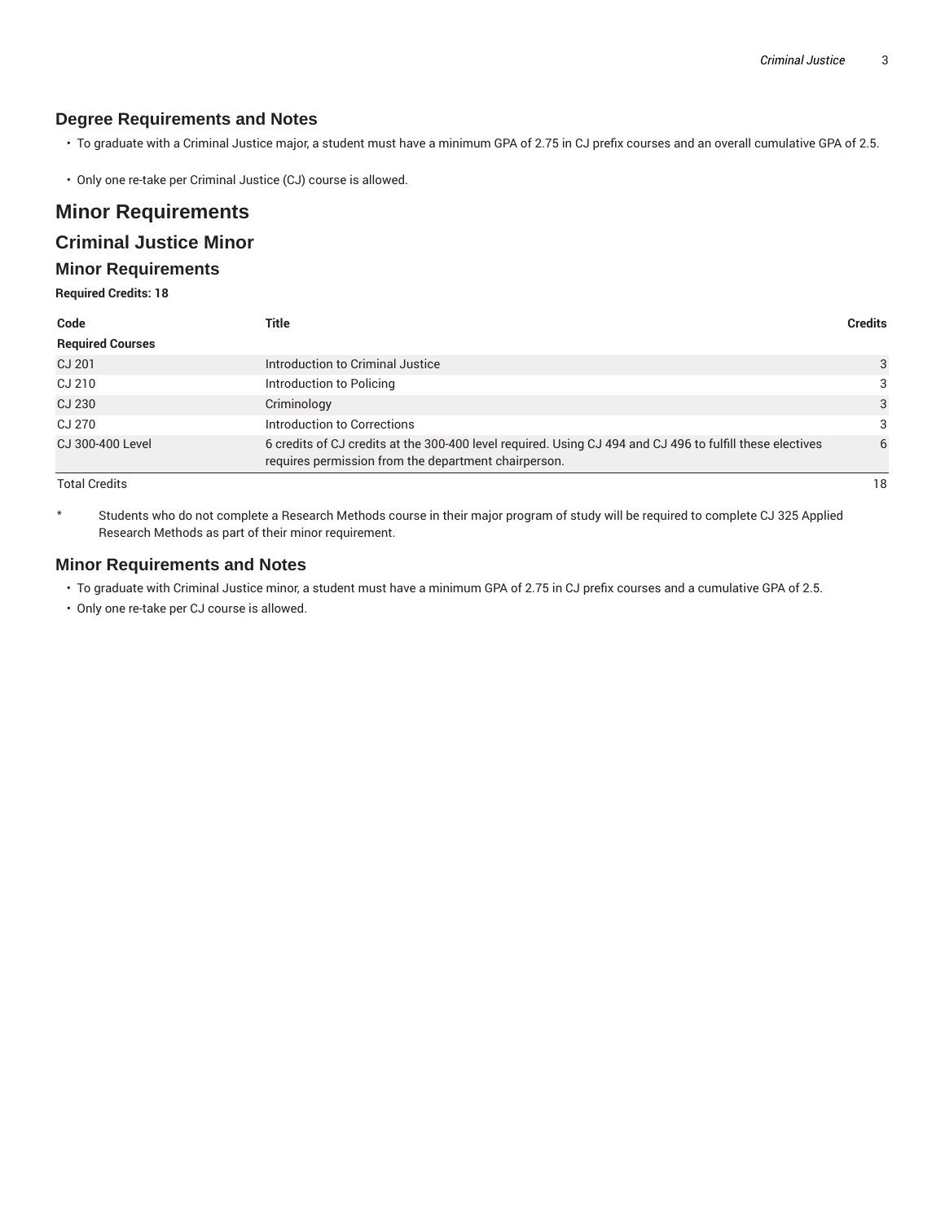## Degree Requirements and Notes

- To graduate with a Criminal Justice major, a student must have a minimum GPA of 2.75 in CJ prefix courses and an overall cumulative GPA of 2.5.
- Only one re-take per Criminal Justice (CJ) course is allowed.

# Minor Requirements

## Criminal Justice Minor

### Minor Requirements

**Required Credits: 18**

| Code | Title | Credits |
|---|---|---|
| **Required Courses** | | |
| CJ 201 | Introduction to Criminal Justice | 3 |
| CJ 210 | Introduction to Policing | 3 |
| CJ 230 | Criminology | 3 |
| CJ 270 | Introduction to Corrections | 3 |
| CJ 300-400 Level | 6 credits of CJ credits at the 300-400 level required. Using CJ 494 and CJ 496 to fulfill these electives requires permission from the department chairperson. | 6 |
| Total Credits | | 18 |

\* Students who do not complete a Research Methods course in their major program of study will be required to complete CJ 325 Applied Research Methods as part of their minor requirement.

### Minor Requirements and Notes

- To graduate with Criminal Justice minor, a student must have a minimum GPA of 2.75 in CJ prefix courses and a cumulative GPA of 2.5.
- Only one re-take per CJ course is allowed.